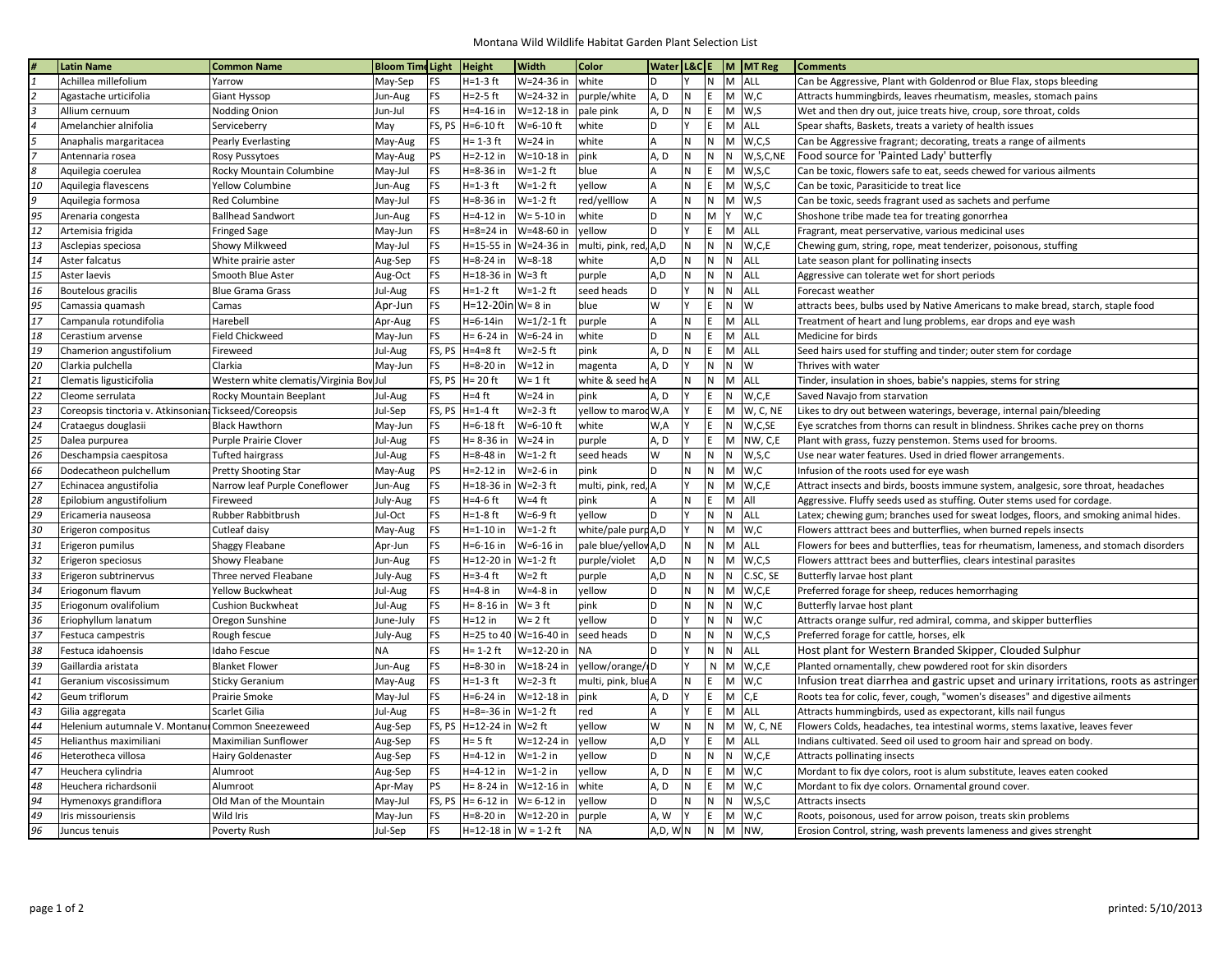# Montana Wild Wildlife Habitat Garden Plant Selection List

| # | Latin Name | Common Name | Bloom Time | Light | Height | Width | Color | Water | L&C | E | M | MT Reg | Comments |
|---|---|---|---|---|---|---|---|---|---|---|---|---|---|
| 1 | Achillea millefolium | Yarrow | May-Sep | FS | H=1-3 ft | W=24-36 in | white | D | Y | N | M | ALL | Can be Aggressive, Plant with Goldenrod or Blue Flax, stops bleeding |
| 2 | Agastache urticifolia | Giant Hyssop | Jun-Aug | FS | H=2-5 ft | W=24-32 in | purple/white | A, D | N | E | M | W,C | Attracts hummingbirds, leaves rheumatism, measles, stomach pains |
| 3 | Allium cernuum | Nodding Onion | Jun-Jul | FS | H=4-16 in | W=12-18 in | pale pink | A, D | N | E | M | W,S | Wet and then dry out, juice treats hive, croup, sore throat, colds |
| 4 | Amelanchier alnifolia | Serviceberry | May | FS, PS | H=6-10 ft | W=6-10 ft | white | D | Y | E | M | ALL | Spear shafts, Baskets, treats a variety of health issues |
| 5 | Anaphalis margaritacea | Pearly Everlasting | May-Aug | FS | H= 1-3 ft | W=24 in | white | A | N | N | M | W,C,S | Can be Aggressive fragrant; decorating, treats a range of ailments |
| 7 | Antennaria rosea | Rosy Pussytoes | May-Aug | PS | H=2-12 in | W=10-18 in | pink | A, D | N | N | N | W,S,C,NE | Food source for 'Painted Lady' butterfly |
| 8 | Aquilegia coerulea | Rocky Mountain Columbine | May-Jul | FS | H=8-36 in | W=1-2 ft | blue | A | N | E | M | W,S,C | Can be toxic, flowers safe to eat, seeds chewed for various ailments |
| 10 | Aquilegia flavescens | Yellow Columbine | Jun-Aug | FS | H=1-3 ft | W=1-2 ft | yellow | A | N | E | M | W,S,C | Can be toxic, Parasiticide to treat lice |
| 9 | Aquilegia formosa | Red Columbine | May-Jul | FS | H=8-36 in | W=1-2 ft | red/yelllow | A | N | N | M | W,S | Can be toxic, seeds fragrant used as sachets and perfume |
| 95 | Arenaria congesta | Ballhead Sandwort | Jun-Aug | FS | H=4-12 in | W= 5-10 in | white | D | N | M | Y | W,C | Shoshone tribe made tea for treating gonorrhea |
| 12 | Artemisia frigida | Fringed Sage | May-Jun | FS | H=8=24 in | W=48-60 in | yellow | D | Y | E | M | ALL | Fragrant, meat perservative, various medicinal uses |
| 13 | Asclepias speciosa | Showy Milkweed | May-Jul | FS | H=15-55 in | W=24-36 in | multi, pink, red, | A,D | N | N | N | W,C,E | Chewing gum, string, rope, meat tenderizer, poisonous, stuffing |
| 14 | Aster falcatus | White prairie aster | Aug-Sep | FS | H=8-24 in | W=8-18 | white | A,D | N | N | N | ALL | Late season plant for pollinating insects |
| 15 | Aster laevis | Smooth Blue Aster | Aug-Oct | FS | H=18-36 in | W=3 ft | purple | A,D | N | N | N | ALL | Aggressive can tolerate wet for short periods |
| 16 | Boutelous gracilis | Blue Grama Grass | Jul-Aug | FS | H=1-2 ft | W=1-2 ft | seed heads | D | Y | N | N | ALL | Forecast weather |
| 95 | Camassia quamash | Camas | Apr-Jun | FS | H=12-20in | W= 8 in | blue | W | Y | E | N | W | attracts bees, bulbs used by Native Americans to make bread, starch, staple food |
| 17 | Campanula rotundifolia | Harebell | Apr-Aug | FS | H=6-14in | W=1/2-1 ft | purple | A | N | E | M | ALL | Treatment of heart and lung problems, ear drops and eye wash |
| 18 | Cerastium arvense | Field Chickweed | May-Jun | FS | H= 6-24 in | W=6-24 in | white | D | N | E | M | ALL | Medicine for birds |
| 19 | Chamerion angustifolium | Fireweed | Jul-Aug | FS, PS | H=4=8 ft | W=2-5 ft | pink | A, D | N | E | M | ALL | Seed hairs used for stuffing and tinder; outer stem for cordage |
| 20 | Clarkia pulchella | Clarkia | May-Jun | FS | H=8-20 in | W=12 in | magenta | A, D | Y | N | N | W | Thrives with water |
| 21 | Clematis ligusticifolia | Western white clematis/Virginia Bow | Jul | FS, PS | H= 20 ft | W= 1 ft | white & seed he | A | N | N | M | ALL | Tinder, insulation in shoes, babie's nappies, stems for string |
| 22 | Cleome serrulata | Rocky Mountain Beeplant | Jul-Aug | FS | H=4 ft | W=24 in | pink | A, D | Y | E | N | W,C,E | Saved Navajo from starvation |
| 23 | Coreopsis tinctoria v. Atkinsoniana | Tickseed/Coreopsis | Jul-Sep | FS, PS | H=1-4 ft | W=2-3 ft | yellow to maroo | W,A | Y | E | M | W, C, NE | Likes to dry out between waterings, beverage, internal pain/bleeding |
| 24 | Crataegus douglasii | Black Hawthorn | May-Jun | FS | H=6-18 ft | W=6-10 ft | white | W,A | Y | E | N | W,C,SE | Eye scratches from thorns can result in blindness. Shrikes cache prey on thorns |
| 25 | Dalea purpurea | Purple Prairie Clover | Jul-Aug | FS | H= 8-36 in | W=24 in | purple | A, D | Y | E | M | NW, C,E | Plant with grass, fuzzy penstemon. Stems used for brooms. |
| 26 | Deschampsia caespitosa | Tufted hairgrass | Jul-Aug | FS | H=8-48 in | W=1-2 ft | seed heads | W | N | N | N | W,S,C | Use near water features. Used in dried flower arrangements. |
| 66 | Dodecatheon pulchellum | Pretty Shooting Star | May-Aug | PS | H=2-12 in | W=2-6 in | pink | D | N | N | M | W,C | Infusion of the roots used for eye wash |
| 27 | Echinacea angustifolia | Narrow leaf Purple Coneflower | Jun-Aug | FS | H=18-36 in | W=2-3 ft | multi, pink, red, | A | Y | N | M | W,C,E | Attract insects and birds, boosts immune system, analgesic, sore throat, headaches |
| 28 | Epilobium angustifolium | Fireweed | July-Aug | FS | H=4-6 ft | W=4 ft | pink | A | N | E | M | All | Aggressive. Fluffy seeds used as stuffing. Outer stems used for cordage. |
| 29 | Ericameria nauseosa | Rubber Rabbitbrush | Jul-Oct | FS | H=1-8 ft | W=6-9 ft | yellow | D | Y | N | N | ALL | Latex; chewing gum; branches used for sweat lodges, floors, and smoking animal hides. |
| 30 | Erigeron compositus | Cutleaf daisy | May-Aug | FS | H=1-10 in | W=1-2 ft | white/pale purp | A,D | Y | N | M | W,C | Flowers atttract bees and butterflies, when burned repels insects |
| 31 | Erigeron pumilus | Shaggy Fleabane | Apr-Jun | FS | H=6-16 in | W=6-16 in | pale blue/yellov | A,D | N | N | M | ALL | Flowers for bees and butterflies, teas for rheumatism, lameness, and stomach disorders |
| 32 | Erigeron speciosus | Showy Fleabane | Jun-Aug | FS | H=12-20 in | W=1-2 ft | purple/violet | A,D | N | N | M | W,C,S | Flowers atttract bees and butterflies, clears intestinal parasites |
| 33 | Erigeron subtrinervus | Three nerved Fleabane | July-Aug | FS | H=3-4 ft | W=2 ft | purple | A,D | N | N | N | C.SC, SE | Butterfly larvae host plant |
| 34 | Eriogonum flavum | Yellow Buckwheat | Jul-Aug | FS | H=4-8 in | W=4-8 in | yellow | D | N | N | M | W,C,E | Preferred forage for sheep, reduces hemorrhaging |
| 35 | Eriogonum ovalifolium | Cushion Buckwheat | Jul-Aug | FS | H= 8-16 in | W= 3 ft | pink | D | N | N | N | W,C | Butterfly larvae host plant |
| 36 | Eriophyllum lanatum | Oregon Sunshine | June-July | FS | H=12 in | W= 2 ft | yellow | D | Y | N | N | W,C | Attracts orange sulfur, red admiral, comma, and skipper butterflies |
| 37 | Festuca campestris | Rough fescue | July-Aug | FS | H=25 to 40 | W=16-40 in | seed heads | D | N | N | N | W,C,S | Preferred forage for cattle, horses, elk |
| 38 | Festuca idahoensis | Idaho Fescue | NA | FS | H= 1-2 ft | W=12-20 in | NA | D | Y | N | N | ALL | Host plant for Western Branded Skipper, Clouded Sulphur |
| 39 | Gaillardia aristata | Blanket Flower | Jun-Aug | FS | H=8-30 in | W=18-24 in | yellow/orange/ | D | Y | N | M | W,C,E | Planted ornamentally, chew powdered root for skin disorders |
| 41 | Geranium viscosissimum | Sticky Geranium | May-Aug | FS | H=1-3 ft | W=2-3 ft | multi, pink, blue | A | N | E | M | W,C | Infusion treat diarrhea and gastric upset and urinary irritations, roots as astringen |
| 42 | Geum triflorum | Prairie Smoke | May-Jul | FS | H=6-24 in | W=12-18 in | pink | A, D | Y | E | M | C,E | Roots tea for colic, fever, cough, "women's diseases" and digestive ailments |
| 43 | Gilia aggregata | Scarlet Gilia | Jul-Aug | FS | H=8=-36 in | W=1-2 ft | red | A | Y | E | M | ALL | Attracts hummingbirds, used as expectorant, kills nail fungus |
| 44 | Helenium autumnale V. Montanum | Common Sneezeweed | Aug-Sep | FS, PS | H=12-24 in | W=2 ft | yellow | W | N | N | M | W, C, NE | Flowers Colds, headaches, tea intestinal worms, stems laxative, leaves fever |
| 45 | Helianthus maximiliani | Maximilian Sunflower | Aug-Sep | FS | H= 5 ft | W=12-24 in | yellow | A,D | Y | E | M | ALL | Indians cultivated. Seed oil used to groom hair and spread on body. |
| 46 | Heterotheca villosa | Hairy Goldenaster | Aug-Sep | FS | H=4-12 in | W=1-2 in | yellow | D | N | N | N | W,C,E | Attracts pollinating insects |
| 47 | Heuchera cylindria | Alumroot | Aug-Sep | FS | H=4-12 in | W=1-2 in | yellow | A, D | N | E | M | W,C | Mordant to fix dye colors, root is alum substitute, leaves eaten cooked |
| 48 | Heuchera richardsonii | Alumroot | Apr-May | PS | H= 8-24 in | W=12-16 in | white | A, D | N | E | M | W,C | Mordant to fix dye colors. Ornamental ground cover. |
| 94 | Hymenoxys grandiflora | Old Man of the Mountain | May-Jul | FS, PS | H= 6-12 in | W= 6-12 in | yellow | D | N | N | N | W,S,C | Attracts insects |
| 49 | Iris missouriensis | Wild Iris | May-Jun | FS | H=8-20 in | W=12-20 in | purple | A, W | Y | E | M | W,C | Roots, poisonous, used for arrow poison, treats skin problems |
| 96 | Juncus tenuis | Poverty Rush | Jul-Sep | FS | H=12-18 in | W = 1-2 ft | NA | A,D, W | N | N | M | NW, | Erosion Control, string, wash prevents lameness and gives strenght |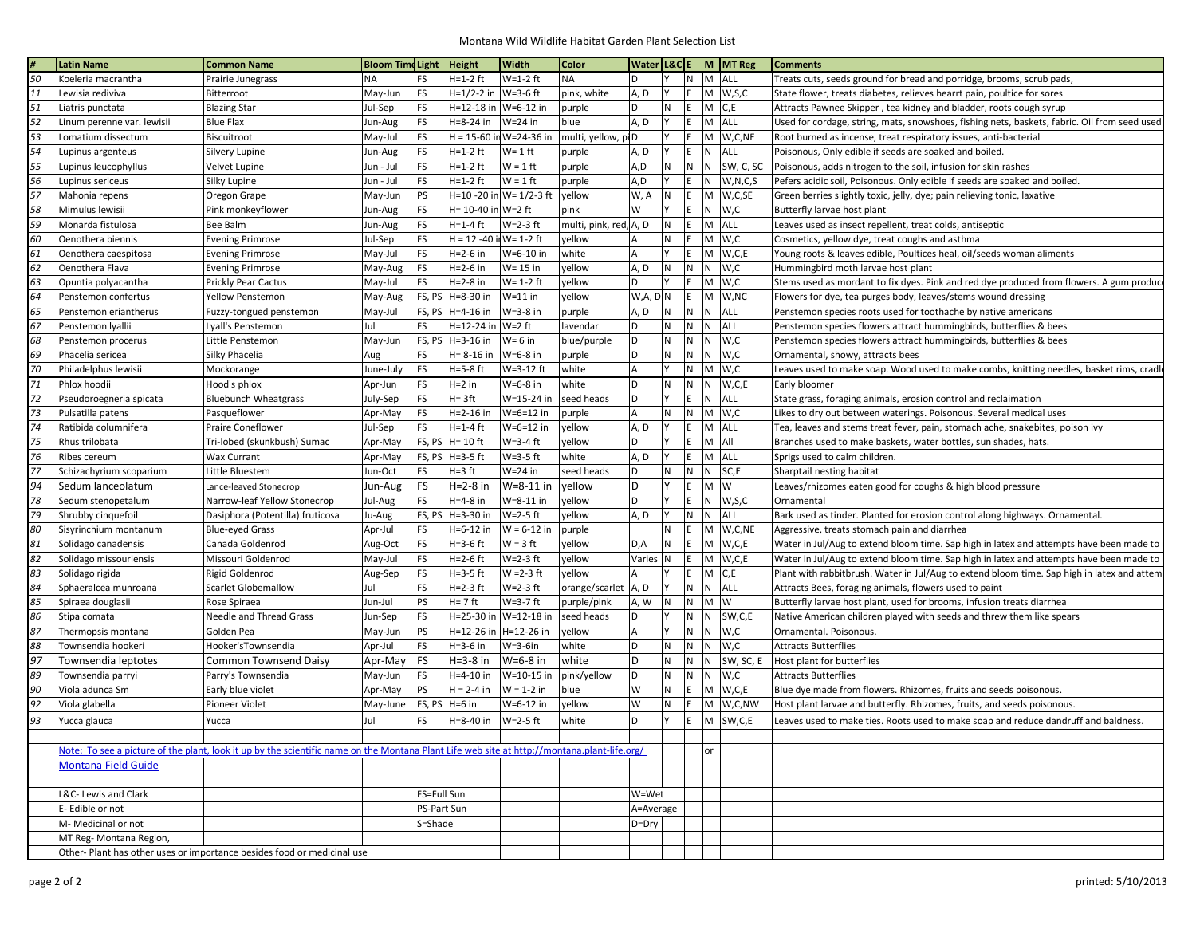Montana Wild Wildlife Habitat Garden Plant Selection List

| # | Latin Name | Common Name | Bloom Time | Light | Height | Width | Color | Water | L&C | E | M | MT Reg | Comments |
|---|---|---|---|---|---|---|---|---|---|---|---|---|---|
| 50 | Koeleria macrantha | Prairie Junegrass | NA | FS | H=1-2 ft | W=1-2 ft | NA | D | Y | N | M | ALL | Treats cuts, seeds ground for bread and porridge, brooms, scrub pads, |
| 11 | Lewisia rediviva | Bitterroot | May-Jun | FS | H=1/2-2 in | W=3-6 ft | pink, white | A, D | Y | E | M | W,S,C | State flower, treats diabetes, relieves hearrt pain, poultice for sores |
| 51 | Liatris punctata | Blazing Star | Jul-Sep | FS | H=12-18 in | W=6-12 in | purple | D | N | E | M | C,E | Attracts Pawnee Skipper , tea kidney and bladder, roots cough syrup |
| 52 | Linum perenne var. lewisii | Blue Flax | Jun-Aug | FS | H=8-24 in | W=24 in | blue | A, D | Y | E | M | ALL | Used for cordage, string, mats, snowshoes, fishing nets, baskets, fabric. Oil from seed used |
| 53 | Lomatium dissectum | Biscuitroot | May-Jul | FS | H = 15-60 in | W=24-36 in | multi, yellow, pi | D | Y | E | M | W,C,NE | Root burned as incense, treat respiratory issues, anti-bacterial |
| 54 | Lupinus argenteus | Silvery Lupine | Jun-Aug | FS | H=1-2 ft | W = 1 ft | purple | A, D | Y | E | N | ALL | Poisonous, Only edible if seeds are soaked and boiled. |
| 55 | Lupinus leucophyllus | Velvet Lupine | Jun - Jul | FS | H=1-2 ft | W = 1 ft | purple | A,D | N | N | N | SW, C, SC | Poisonous, adds nitrogen to the soil, infusion for skin rashes |
| 56 | Lupinus sericeus | Silky Lupine | Jun - Jul | FS | H=1-2 ft | W = 1 ft | purple | A,D | Y | E | N | W,N,C,S | Pefers acidic soil, Poisonous. Only edible if seeds are soaked and boiled. |
| 57 | Mahonia repens | Oregon Grape | May-Jun | PS | H=10 -20 in | W= 1/2-3 ft | yellow | W, A | N | E | M | W,C,SE | Green berries slightly toxic, jelly, dye; pain relieving tonic, laxative |
| 58 | Mimulus lewisii | Pink monkeyflower | Jun-Aug | FS | H= 10-40 in | W=2 ft | pink | W | Y | E | N | W,C | Butterfly larvae host plant |
| 59 | Monarda fistulosa | Bee Balm | Jun-Aug | FS | H=1-4 ft | W=2-3 ft | multi, pink, red, | A, D | N | E | M | ALL | Leaves used as insect repellent, treat colds, antiseptic |
| 60 | Oenothera biennis | Evening Primrose | Jul-Sep | FS | H = 12 -40 i | W= 1-2 ft | yellow | A | N | E | M | W,C | Cosmetics, yellow dye, treat coughs and asthma |
| 61 | Oenothera caespitosa | Evening Primrose | May-Jul | FS | H=2-6 in | W=6-10 in | white | A | Y | E | M | W,C,E | Young roots & leaves edible, Poultices heal, oil/seeds woman aliments |
| 62 | Oenothera Flava | Evening Primrose | May-Aug | FS | H=2-6 in | W= 15 in | yellow | A, D | N | N | N | W,C | Hummingbird moth larvae host plant |
| 63 | Opuntia polyacantha | Prickly Pear Cactus | May-Jul | FS | H=2-8 in | W= 1-2 ft | yellow | D | Y | E | M | W,C | Stems used as mordant to fix dyes. Pink and red dye produced from flowers. A gum produc |
| 64 | Penstemon confertus | Yellow Penstemon | May-Aug | FS, PS | H=8-30 in | W=11 in | yellow | W,A, D | N | E | M | W,NC | Flowers for dye, tea purges body, leaves/stems wound dressing |
| 65 | Penstemon eriantherus | Fuzzy-tongued penstemon | May-Jul | FS, PS | H=4-16 in | W=3-8 in | purple | A, D | N | N | N | ALL | Penstemon species roots used for toothache by native americans |
| 67 | Penstemon lyallii | Lyall's Penstemon | Jul | FS | H=12-24 in | W=2 ft | lavendar | D | N | N | N | ALL | Penstemon species flowers attract hummingbirds, butterflies & bees |
| 68 | Penstemon procerus | Little Penstemon | May-Jun | FS, PS | H=3-16 in | W= 6 in | blue/purple | D | N | N | N | W,C | Penstemon species flowers attract hummingbirds, butterflies & bees |
| 69 | Phacelia sericea | Silky Phacelia | Aug | FS | H= 8-16 in | W=6-8 in | purple | D | N | N | N | W,C | Ornamental, showy, attracts bees |
| 70 | Philadelphus lewisii | Mockorange | June-July | FS | H=5-8 ft | W=3-12 ft | white | A | Y | N | M | W,C | Leaves used to make soap. Wood used to make combs, knitting needles, basket rims, cradl |
| 71 | Phlox hoodii | Hood's phlox | Apr-Jun | FS | H=2 in | W=6-8 in | white | D | N | N | N | W,C,E | Early bloomer |
| 72 | Pseudoroegneria spicata | Bluebunch Wheatgrass | July-Sep | FS | H= 3ft | W=15-24 in | seed heads | D | Y | E | N | ALL | State grass, foraging animals, erosion control and reclaimation |
| 73 | Pulsatilla patens | Pasqueflower | Apr-May | FS | H=2-16 in | W=6=12 in | purple | A | N | N | M | W,C | Likes to dry out between waterings. Poisonous. Several medical uses |
| 74 | Ratibida columnifera | Praire Coneflower | Jul-Sep | FS | H=1-4 ft | W=6=12 in | yellow | A, D | Y | E | M | ALL | Tea, leaves and stems treat fever, pain, stomach ache, snakebites, poison ivy |
| 75 | Rhus trilobata | Tri-lobed (skunkbush) Sumac | Apr-May | FS, PS | H= 10 ft | W=3-4 ft | yellow | D | Y | E | M | All | Branches used to make baskets, water bottles, sun shades, hats. |
| 76 | Ribes cereum | Wax Currant | Apr-May | FS, PS | H=3-5 ft | W=3-5 ft | white | A, D | Y | E | M | ALL | Sprigs used to calm children. |
| 77 | Schizachyrium scoparium | Little Bluestem | Jun-Oct | FS | H=3 ft | W=24 in | seed heads | D | N | N | N | SC,E | Sharptail nesting habitat |
| 94 | Sedum lanceolatum | Lance-leaved Stonecrop | Jun-Aug | FS | H=2-8 in | W=8-11 in | yellow | D | Y | E | M | W | Leaves/rhizomes eaten good for coughs & high blood pressure |
| 78 | Sedum stenopetalum | Narrow-leaf Yellow Stonecrop | Jul-Aug | FS | H=4-8 in | W=8-11 in | yellow | D | Y | E | N | W,S,C | Ornamental |
| 79 | Shrubby cinquefoil | Dasiphora (Potentilla) fruticosa | Ju-Aug | FS, PS | H=3-30 in | W=2-5 ft | yellow | A, D | Y | N | N | ALL | Bark used as tinder. Planted for erosion control along highways. Ornamental. |
| 80 | Sisyrinchium montanum | Blue-eyed Grass | Apr-Jul | FS | H=6-12 in | W = 6-12 in | purple | | N | E | M | W,C,NE | Aggressive, treats stomach pain and diarrhea |
| 81 | Solidago canadensis | Canada Goldenrod | Aug-Oct | FS | H=3-6 ft | W = 3 ft | yellow | D,A | N | E | M | W,C,E | Water in Jul/Aug to extend bloom time. Sap high in latex and attempts have been made to |
| 82 | Solidago missouriensis | Missouri Goldenrod | May-Jul | FS | H=2-6 ft | W=2-3 ft | yellow | Varies | N | E | M | W,C,E | Water in Jul/Aug to extend bloom time. Sap high in latex and attempts have been made to |
| 83 | Solidago rigida | Rigid Goldenrod | Aug-Sep | FS | H=3-5 ft | W =2-3 ft | yellow | A | Y | E | M | C,E | Plant with rabbitbrush. Water in Jul/Aug to extend bloom time. Sap high in latex and attem |
| 84 | Sphaeralcea munroana | Scarlet Globemallow | Jul | FS | H=2-3 ft | W=2-3 ft | orange/scarlet | A, D | Y | N | N | ALL | Attracts Bees, foraging animals, flowers used to paint |
| 85 | Spiraea douglasii | Rose Spiraea | Jun-Jul | PS | H= 7 ft | W=3-7 ft | purple/pink | A, W | N | N | M | W | Butterfly larvae host plant, used for brooms, infusion treats diarrhea |
| 86 | Stipa comata | Needle and Thread Grass | Jun-Sep | FS | H=25-30 in | W=12-18 in | seed heads | D | Y | N | N | SW,C,E | Native American children played with seeds and threw them like spears |
| 87 | Thermopsis montana | Golden Pea | May-Jun | PS | H=12-26 in | H=12-26 in | yellow | A | Y | N | M | W,C | Ornamental. Poisonous. |
| 88 | Townsendia hookeri | Hooker'sTownsendia | Apr-Jul | FS | H=3-6 in | W=3-6in | white | D | N | N | N | W,C | Attracts Butterflies |
| 97 | Townsendia leptotes | Common Townsend Daisy | Apr-May | FS | H=3-8 in | W=6-8 in | white | D | N | N | N | SW, SC, E | Host plant for butterflies |
| 89 | Townsendia parryi | Parry's Townsendia | May-Jun | FS | H=4-10 in | W=10-15 in | pink/yellow | D | N | N | N | W,C | Attracts Butterflies |
| 90 | Viola adunca Sm | Early blue violet | Apr-May | PS | H = 2-4 in | W = 1-2 in | blue | W | N | E | M | W,C,E | Blue dye made from flowers. Rhizomes, fruits and seeds poisonous. |
| 92 | Viola glabella | Pioneer Violet | May-June | FS, PS | H=6 in | W=6-12 in | yellow | W | N | E | M | W,C,NW | Host plant larvae and butterfly. Rhizomes, fruits, and seeds poisonous. |
| 93 | Yucca glauca | Yucca | Jul | FS | H=8-40 in | W=2-5 ft | white | D | Y | E | M | SW,C,E | Leaves used to make ties. Roots used to make soap and reduce dandruff and baldness. |

Note: To see a picture of the plant, look it up by the scientific name on the Montana Plant Life web site at http://montana.plant-life.org/ or Montana Field Guide

| | | |
|---|---|---|
| L&C- Lewis and Clark | FS=Full Sun | W=Wet |
| E- Edible or not | PS-Part Sun | A=Average |
| M- Medicinal or not | S=Shade | D=Dry |
| MT Reg- Montana Region, | | |
| Other- Plant has other uses or importance besides food or medicinal use | | |